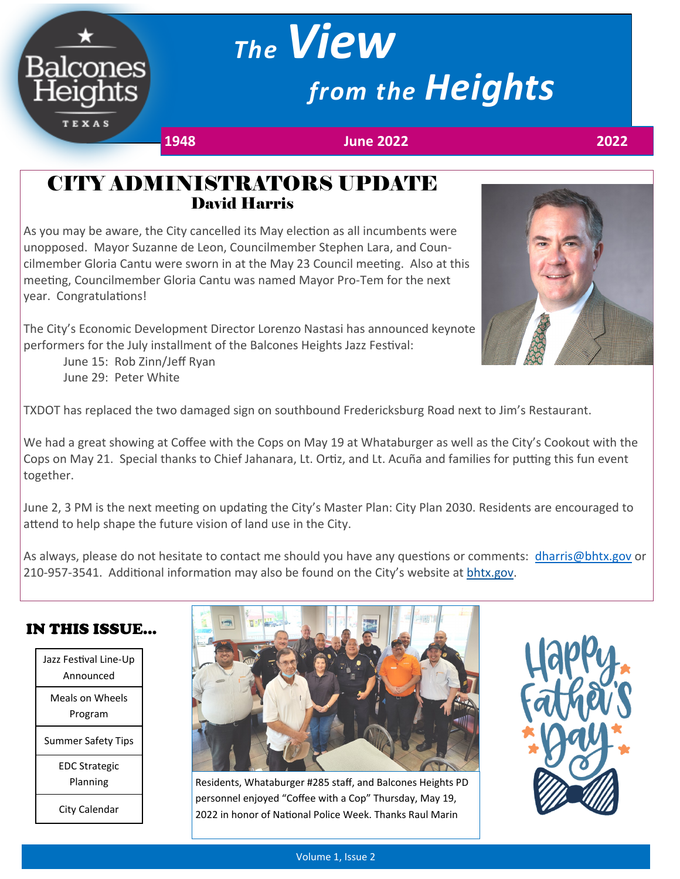# The View from the Heights

1948 | June 2022 | 2022

## CITY ADMINISTRATORS UPDATE

### David Harris

As you may be aware, the City cancelled its May election as all incumbents were unopposed. Mayor Suzanne de Leon, Councilmember Stephen Lara, and Councilmember Gloria Cantu were sworn in at the May 23 Council meeting. Also at this meeting, Councilmember Gloria Cantu was named Mayor Pro-Tem for the next year. Congratulations!

The City's Economic Development Director Lorenzo Nastasi has announced keynote performers for the July installment of the Balcones Heights Jazz Festival:

June 15: Rob Zinn/Jeff Ryan
June 29: Peter White

TXDOT has replaced the two damaged sign on southbound Fredericksburg Road next to Jim's Restaurant.

We had a great showing at Coffee with the Cops on May 19 at Whataburger as well as the City's Cookout with the Cops on May 21. Special thanks to Chief Jahanara, Lt. Ortiz, and Lt. Acuña and families for putting this fun event together.

June 2, 3 PM is the next meeting on updating the City's Master Plan: City Plan 2030. Residents are encouraged to attend to help shape the future vision of land use in the City.

As always, please do not hesitate to contact me should you have any questions or comments: dharris@bhtx.gov or 210-957-3541. Additional information may also be found on the City's website at bhtx.gov.

## IN THIS ISSUE...

- Jazz Festival Line-Up Announced
- Meals on Wheels Program
- Summer Safety Tips
- EDC Strategic Planning
- City Calendar

Residents, Whataburger #285 staff, and Balcones Heights PD personnel enjoyed "Coffee with a Cop" Thursday, May 19, 2022 in honor of National Police Week. Thanks Raul Marin

Happy Father's Day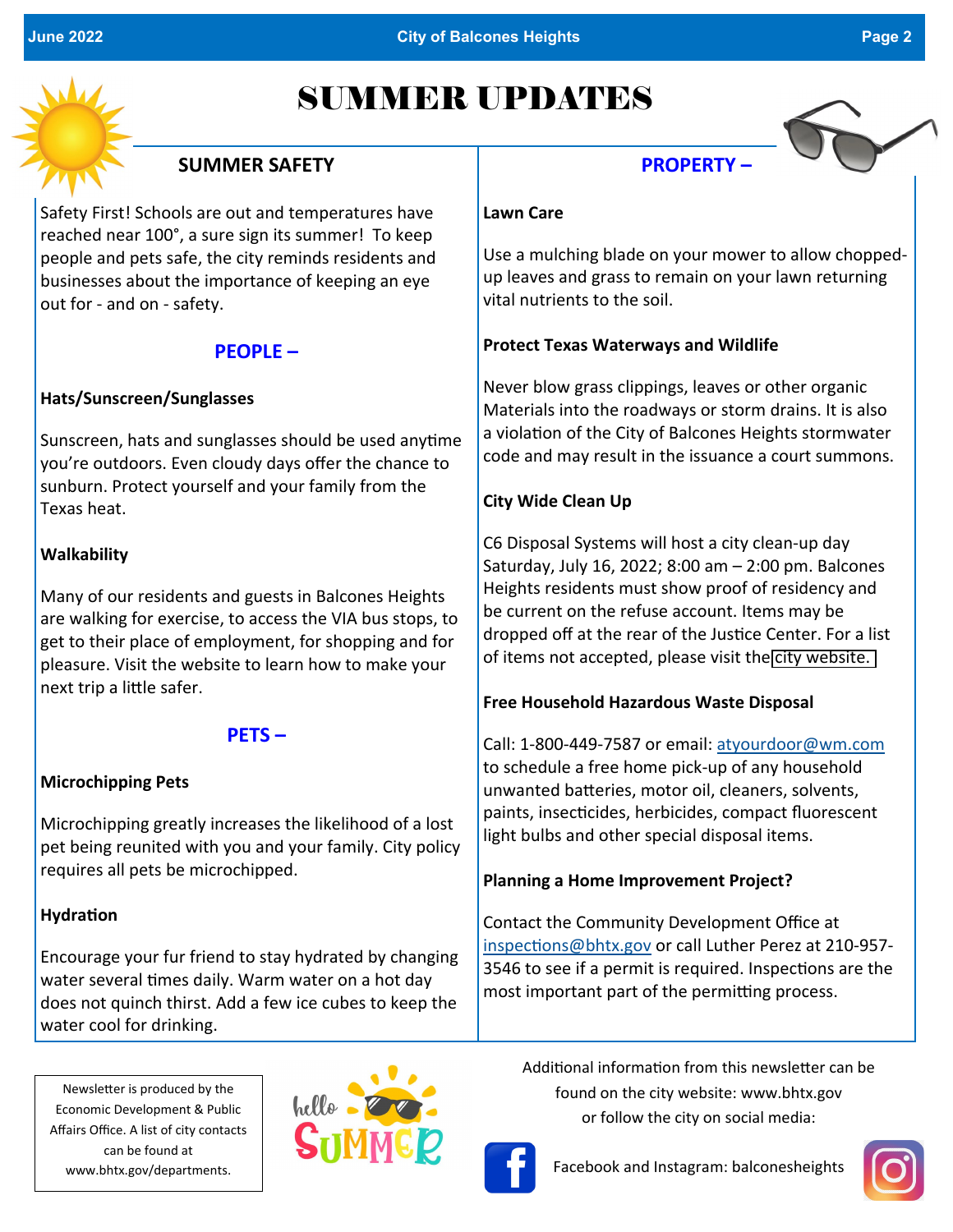# SUMMER UPDATES

## SUMMER SAFETY

Safety First! Schools are out and temperatures have reached near 100°, a sure sign its summer! To keep people and pets safe, the city reminds residents and businesses about the importance of keeping an eye out for - and on - safety.

### PEOPLE –

**Hats/Sunscreen/Sunglasses**

Sunscreen, hats and sunglasses should be used anytime you're outdoors. Even cloudy days offer the chance to sunburn. Protect yourself and your family from the Texas heat.

**Walkability**

Many of our residents and guests in Balcones Heights are walking for exercise, to access the VIA bus stops, to get to their place of employment, for shopping and for pleasure. Visit the website to learn how to make your next trip a little safer.

### PETS –

**Microchipping Pets**

Microchipping greatly increases the likelihood of a lost pet being reunited with you and your family. City policy requires all pets be microchipped.

**Hydration**

Encourage your fur friend to stay hydrated by changing water several times daily. Warm water on a hot day does not quinch thirst. Add a few ice cubes to keep the water cool for drinking.

## PROPERTY –

**Lawn Care**

Use a mulching blade on your mower to allow chopped-up leaves and grass to remain on your lawn returning vital nutrients to the soil.

**Protect Texas Waterways and Wildlife**

Never blow grass clippings, leaves or other organic Materials into the roadways or storm drains. It is also a violation of the City of Balcones Heights stormwater code and may result in the issuance a court summons.

**City Wide Clean Up**

C6 Disposal Systems will host a city clean-up day Saturday, July 16, 2022; 8:00 am – 2:00 pm. Balcones Heights residents must show proof of residency and be current on the refuse account. Items may be dropped off at the rear of the Justice Center. For a list of items not accepted, please visit the city website.

**Free Household Hazardous Waste Disposal**

Call: 1-800-449-7587 or email: atyourdoor@wm.com to schedule a free home pick-up of any household unwanted batteries, motor oil, cleaners, solvents, paints, insecticides, herbicides, compact fluorescent light bulbs and other special disposal items.

**Planning a Home Improvement Project?**

Contact the Community Development Office at inspections@bhtx.gov or call Luther Perez at 210-957-3546 to see if a permit is required. Inspections are the most important part of the permitting process.

---

Newsletter is produced by the Economic Development & Public Affairs Office. A list of city contacts can be found at www.bhtx.gov/departments.

Additional information from this newsletter can be found on the city website: www.bhtx.gov or follow the city on social media:

Facebook and Instagram: balconesheights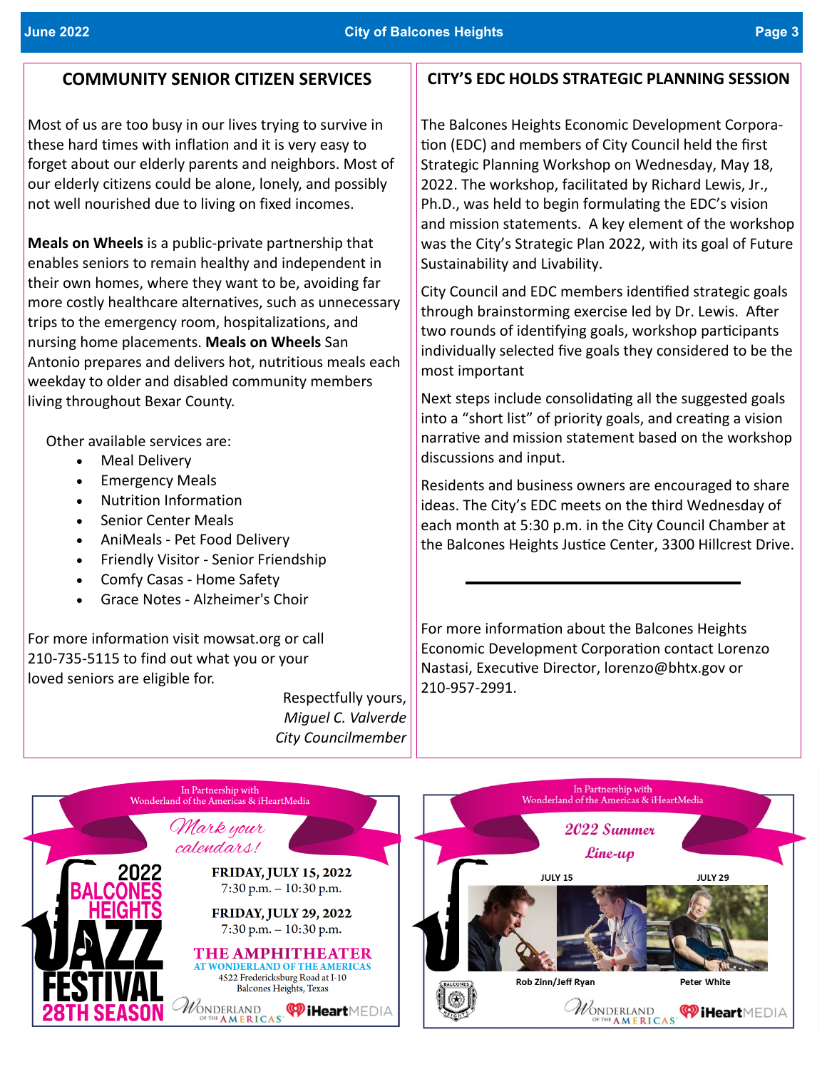## COMMUNITY SENIOR CITIZEN SERVICES

Most of us are too busy in our lives trying to survive in these hard times with inflation and it is very easy to forget about our elderly parents and neighbors. Most of our elderly citizens could be alone, lonely, and possibly not well nourished due to living on fixed incomes.

**Meals on Wheels** is a public-private partnership that enables seniors to remain healthy and independent in their own homes, where they want to be, avoiding far more costly healthcare alternatives, such as unnecessary trips to the emergency room, hospitalizations, and nursing home placements. **Meals on Wheels** San Antonio prepares and delivers hot, nutritious meals each weekday to older and disabled community members living throughout Bexar County.

Other available services are:

- Meal Delivery
- Emergency Meals
- Nutrition Information
- Senior Center Meals
- AniMeals - Pet Food Delivery
- Friendly Visitor - Senior Friendship
- Comfy Casas - Home Safety
- Grace Notes - Alzheimer's Choir

For more information visit mowsat.org or call 210-735-5115 to find out what you or your loved seniors are eligible for.

Respectfully yours,
*Miguel C. Valverde*
*City Councilmember*

## CITY'S EDC HOLDS STRATEGIC PLANNING SESSION

The Balcones Heights Economic Development Corporation (EDC) and members of City Council held the first Strategic Planning Workshop on Wednesday, May 18, 2022. The workshop, facilitated by Richard Lewis, Jr., Ph.D., was held to begin formulating the EDC's vision and mission statements. A key element of the workshop was the City's Strategic Plan 2022, with its goal of Future Sustainability and Livability.

City Council and EDC members identified strategic goals through brainstorming exercise led by Dr. Lewis. After two rounds of identifying goals, workshop participants individually selected five goals they considered to be the most important

Next steps include consolidating all the suggested goals into a "short list" of priority goals, and creating a vision narrative and mission statement based on the workshop discussions and input.

Residents and business owners are encouraged to share ideas. The City's EDC meets on the third Wednesday of each month at 5:30 p.m. in the City Council Chamber at the Balcones Heights Justice Center, 3300 Hillcrest Drive.

---

For more information about the Balcones Heights Economic Development Corporation contact Lorenzo Nastasi, Executive Director, lorenzo@bhtx.gov or 210-957-2991.

In Partnership with Wonderland of the Americas & iHeartMedia

2022 BALCONES HEIGHTS JAZZ FESTIVAL 28TH SEASON

*Mark your calendars!*

**FRIDAY, JULY 15, 2022**
7:30 p.m. – 10:30 p.m.

**FRIDAY, JULY 29, 2022**
7:30 p.m. – 10:30 p.m.

**THE AMPHITHEATER AT WONDERLAND OF THE AMERICAS**
4522 Fredericksburg Road at I-10
Balcones Heights, Texas

Wonderland of the Americas · iHeartMEDIA

In Partnership with Wonderland of the Americas & iHeartMedia

*2022 Summer Line-up*

JULY 15 — Rob Zinn/Jeff Ryan

JULY 29 — Peter White

Wonderland of the Americas · iHeartMEDIA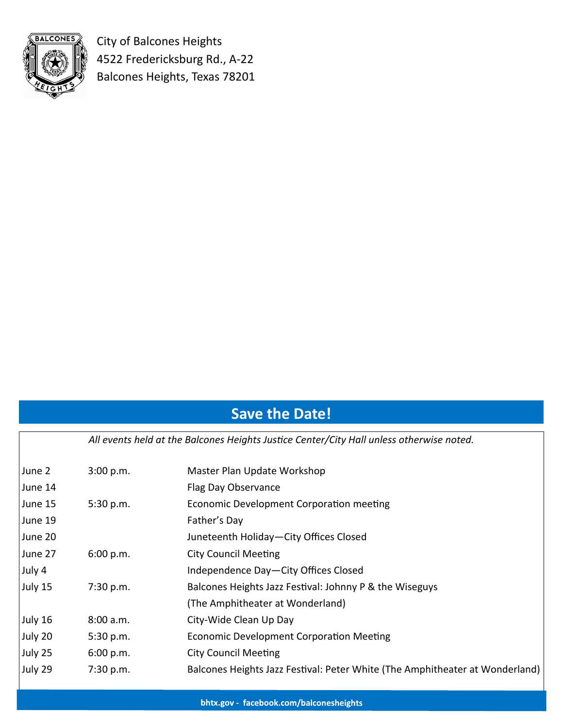City of Balcones Heights
4522 Fredericksburg Rd., A-22
Balcones Heights, Texas 78201

## Save the Date!

*All events held at the Balcones Heights Justice Center/City Hall unless otherwise noted.*

| | | |
|---|---|---|
| June 2 | 3:00 p.m. | Master Plan Update Workshop |
| June 14 | | Flag Day Observance |
| June 15 | 5:30 p.m. | Economic Development Corporation meeting |
| June 19 | | Father's Day |
| June 20 | | Juneteenth Holiday—City Offices Closed |
| June 27 | 6:00 p.m. | City Council Meeting |
| July 4 | | Independence Day—City Offices Closed |
| July 15 | 7:30 p.m. | Balcones Heights Jazz Festival: Johnny P & the Wiseguys (The Amphitheater at Wonderland) |
| July 16 | 8:00 a.m. | City-Wide Clean Up Day |
| July 20 | 5:30 p.m. | Economic Development Corporation Meeting |
| July 25 | 6:00 p.m. | City Council Meeting |
| July 29 | 7:30 p.m. | Balcones Heights Jazz Festival: Peter White (The Amphitheater at Wonderland) |

**bhtx.gov - facebook.com/balconesheights**